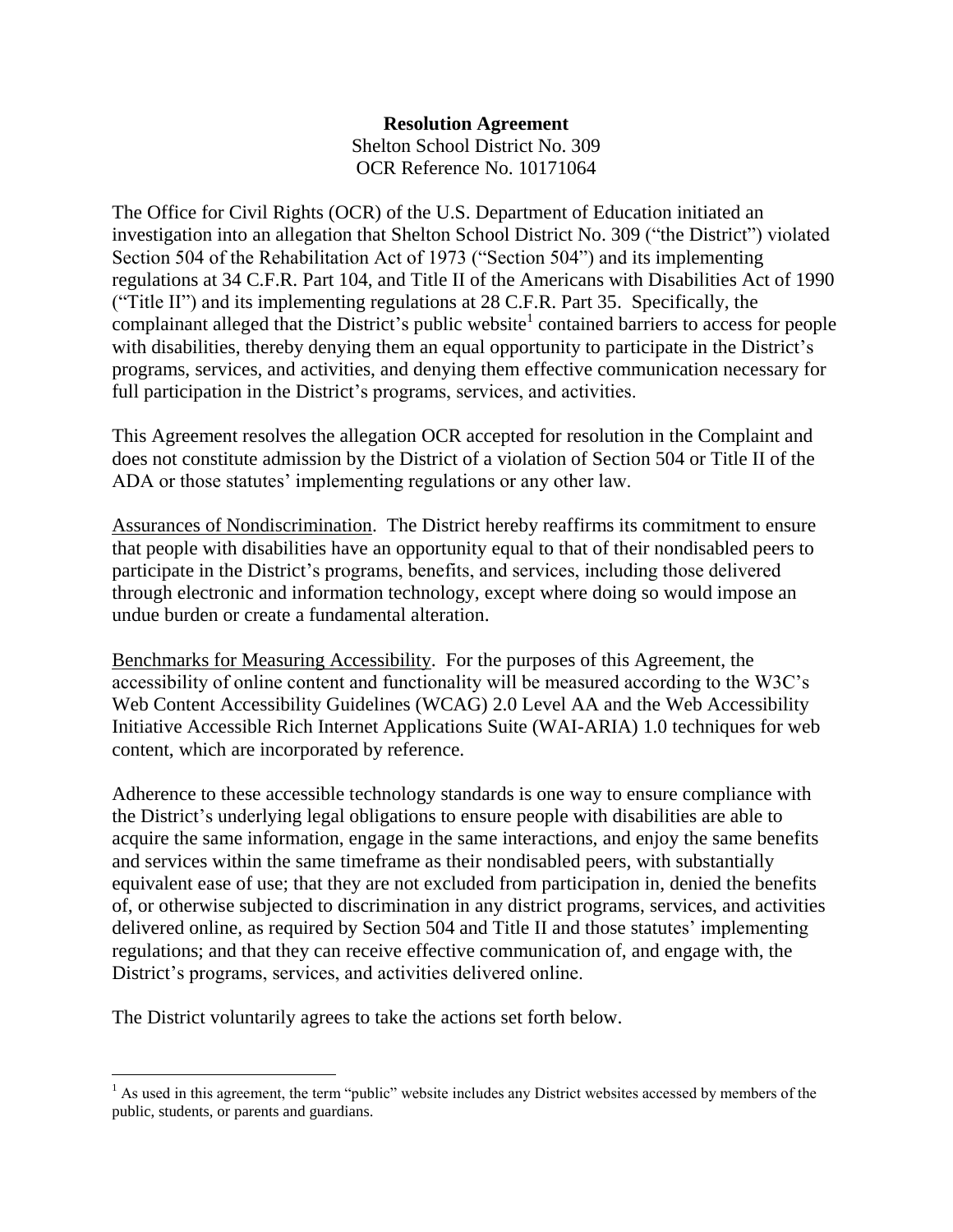**Resolution Agreement**

Shelton School District No. 309
OCR Reference No. 10171064

The Office for Civil Rights (OCR) of the U.S. Department of Education initiated an investigation into an allegation that Shelton School District No. 309 ("the District") violated Section 504 of the Rehabilitation Act of 1973 ("Section 504") and its implementing regulations at 34 C.F.R. Part 104, and Title II of the Americans with Disabilities Act of 1990 ("Title II") and its implementing regulations at 28 C.F.R. Part 35. Specifically, the complainant alleged that the District's public website[1] contained barriers to access for people with disabilities, thereby denying them an equal opportunity to participate in the District's programs, services, and activities, and denying them effective communication necessary for full participation in the District's programs, services, and activities.

This Agreement resolves the allegation OCR accepted for resolution in the Complaint and does not constitute admission by the District of a violation of Section 504 or Title II of the ADA or those statutes' implementing regulations or any other law.

Assurances of Nondiscrimination. The District hereby reaffirms its commitment to ensure that people with disabilities have an opportunity equal to that of their nondisabled peers to participate in the District's programs, benefits, and services, including those delivered through electronic and information technology, except where doing so would impose an undue burden or create a fundamental alteration.

Benchmarks for Measuring Accessibility. For the purposes of this Agreement, the accessibility of online content and functionality will be measured according to the W3C's Web Content Accessibility Guidelines (WCAG) 2.0 Level AA and the Web Accessibility Initiative Accessible Rich Internet Applications Suite (WAI-ARIA) 1.0 techniques for web content, which are incorporated by reference.

Adherence to these accessible technology standards is one way to ensure compliance with the District's underlying legal obligations to ensure people with disabilities are able to acquire the same information, engage in the same interactions, and enjoy the same benefits and services within the same timeframe as their nondisabled peers, with substantially equivalent ease of use; that they are not excluded from participation in, denied the benefits of, or otherwise subjected to discrimination in any district programs, services, and activities delivered online, as required by Section 504 and Title II and those statutes' implementing regulations; and that they can receive effective communication of, and engage with, the District's programs, services, and activities delivered online.

The District voluntarily agrees to take the actions set forth below.

[1] As used in this agreement, the term "public" website includes any District websites accessed by members of the public, students, or parents and guardians.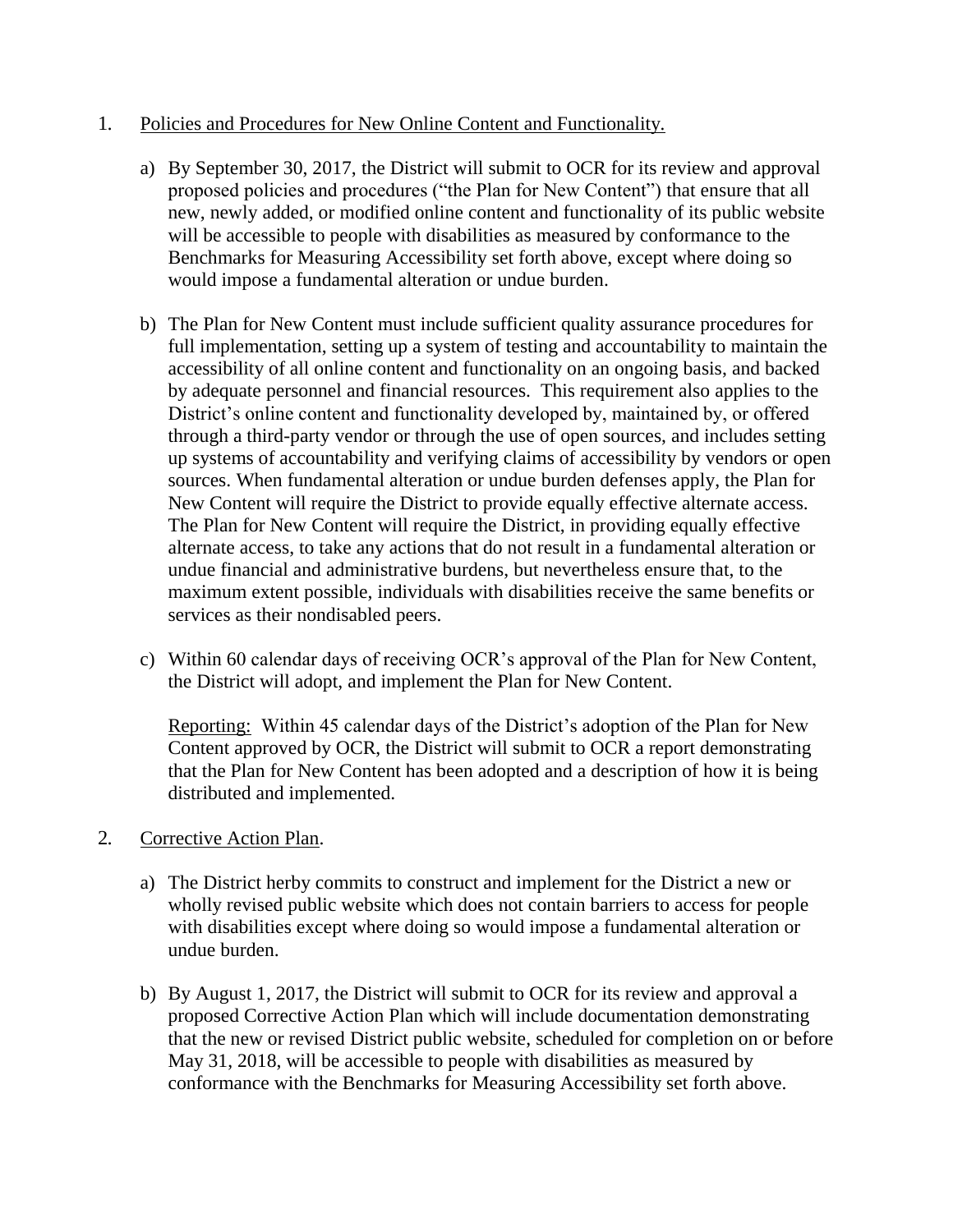1. <u>Policies and Procedures for New Online Content and Functionality.</u>

   a) By September 30, 2017, the District will submit to OCR for its review and approval proposed policies and procedures ("the Plan for New Content") that ensure that all new, newly added, or modified online content and functionality of its public website will be accessible to people with disabilities as measured by conformance to the Benchmarks for Measuring Accessibility set forth above, except where doing so would impose a fundamental alteration or undue burden.

   b) The Plan for New Content must include sufficient quality assurance procedures for full implementation, setting up a system of testing and accountability to maintain the accessibility of all online content and functionality on an ongoing basis, and backed by adequate personnel and financial resources. This requirement also applies to the District's online content and functionality developed by, maintained by, or offered through a third-party vendor or through the use of open sources, and includes setting up systems of accountability and verifying claims of accessibility by vendors or open sources. When fundamental alteration or undue burden defenses apply, the Plan for New Content will require the District to provide equally effective alternate access. The Plan for New Content will require the District, in providing equally effective alternate access, to take any actions that do not result in a fundamental alteration or undue financial and administrative burdens, but nevertheless ensure that, to the maximum extent possible, individuals with disabilities receive the same benefits or services as their nondisabled peers.

   c) Within 60 calendar days of receiving OCR's approval of the Plan for New Content, the District will adopt, and implement the Plan for New Content.

      <u>Reporting:</u> Within 45 calendar days of the District's adoption of the Plan for New Content approved by OCR, the District will submit to OCR a report demonstrating that the Plan for New Content has been adopted and a description of how it is being distributed and implemented.

2. <u>Corrective Action Plan</u>.

   a) The District herby commits to construct and implement for the District a new or wholly revised public website which does not contain barriers to access for people with disabilities except where doing so would impose a fundamental alteration or undue burden.

   b) By August 1, 2017, the District will submit to OCR for its review and approval a proposed Corrective Action Plan which will include documentation demonstrating that the new or revised District public website, scheduled for completion on or before May 31, 2018, will be accessible to people with disabilities as measured by conformance with the Benchmarks for Measuring Accessibility set forth above.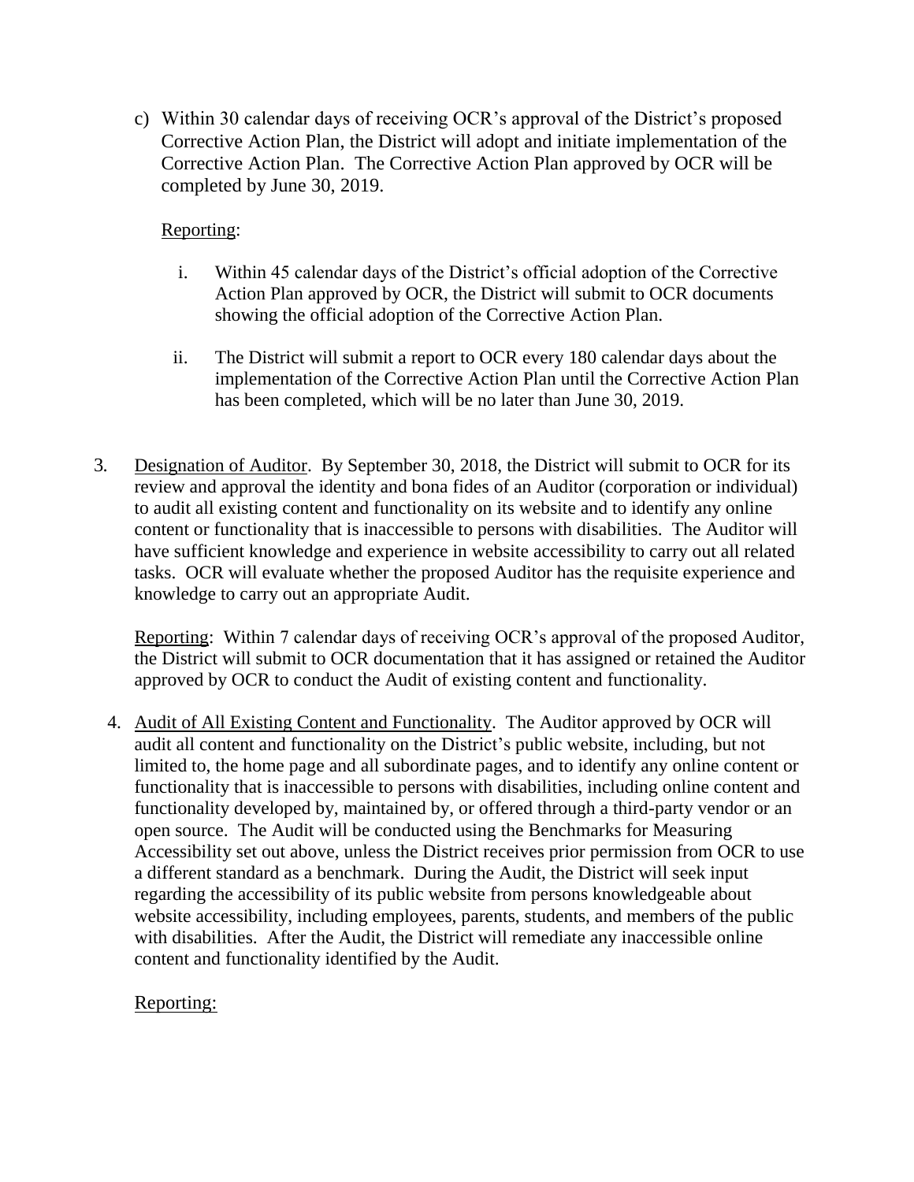c) Within 30 calendar days of receiving OCR's approval of the District's proposed Corrective Action Plan, the District will adopt and initiate implementation of the Corrective Action Plan. The Corrective Action Plan approved by OCR will be completed by June 30, 2019.

   Reporting:

   i. Within 45 calendar days of the District's official adoption of the Corrective Action Plan approved by OCR, the District will submit to OCR documents showing the official adoption of the Corrective Action Plan.

   ii. The District will submit a report to OCR every 180 calendar days about the implementation of the Corrective Action Plan until the Corrective Action Plan has been completed, which will be no later than June 30, 2019.

3. Designation of Auditor. By September 30, 2018, the District will submit to OCR for its review and approval the identity and bona fides of an Auditor (corporation or individual) to audit all existing content and functionality on its website and to identify any online content or functionality that is inaccessible to persons with disabilities. The Auditor will have sufficient knowledge and experience in website accessibility to carry out all related tasks. OCR will evaluate whether the proposed Auditor has the requisite experience and knowledge to carry out an appropriate Audit.

   Reporting: Within 7 calendar days of receiving OCR's approval of the proposed Auditor, the District will submit to OCR documentation that it has assigned or retained the Auditor approved by OCR to conduct the Audit of existing content and functionality.

4. Audit of All Existing Content and Functionality. The Auditor approved by OCR will audit all content and functionality on the District's public website, including, but not limited to, the home page and all subordinate pages, and to identify any online content or functionality that is inaccessible to persons with disabilities, including online content and functionality developed by, maintained by, or offered through a third-party vendor or an open source. The Audit will be conducted using the Benchmarks for Measuring Accessibility set out above, unless the District receives prior permission from OCR to use a different standard as a benchmark. During the Audit, the District will seek input regarding the accessibility of its public website from persons knowledgeable about website accessibility, including employees, parents, students, and members of the public with disabilities. After the Audit, the District will remediate any inaccessible online content and functionality identified by the Audit.

   Reporting: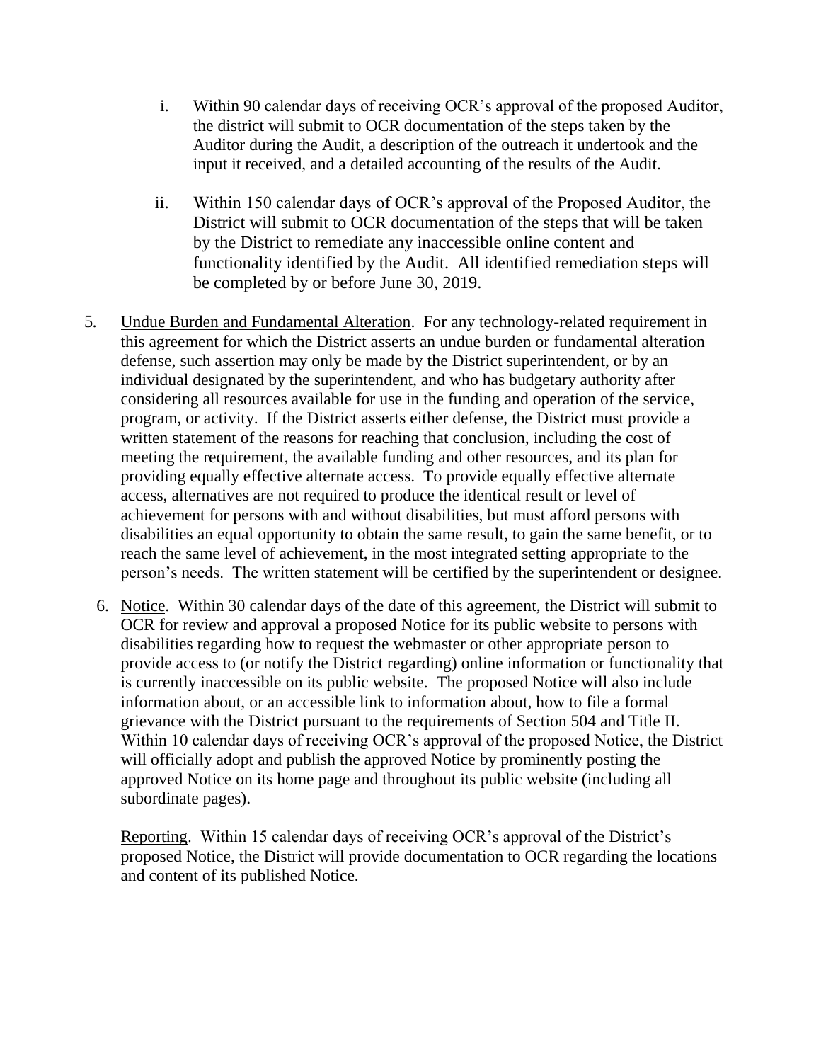i. Within 90 calendar days of receiving OCR's approval of the proposed Auditor, the district will submit to OCR documentation of the steps taken by the Auditor during the Audit, a description of the outreach it undertook and the input it received, and a detailed accounting of the results of the Audit.

ii. Within 150 calendar days of OCR's approval of the Proposed Auditor, the District will submit to OCR documentation of the steps that will be taken by the District to remediate any inaccessible online content and functionality identified by the Audit. All identified remediation steps will be completed by or before June 30, 2019.

5. Undue Burden and Fundamental Alteration. For any technology-related requirement in this agreement for which the District asserts an undue burden or fundamental alteration defense, such assertion may only be made by the District superintendent, or by an individual designated by the superintendent, and who has budgetary authority after considering all resources available for use in the funding and operation of the service, program, or activity. If the District asserts either defense, the District must provide a written statement of the reasons for reaching that conclusion, including the cost of meeting the requirement, the available funding and other resources, and its plan for providing equally effective alternate access. To provide equally effective alternate access, alternatives are not required to produce the identical result or level of achievement for persons with and without disabilities, but must afford persons with disabilities an equal opportunity to obtain the same result, to gain the same benefit, or to reach the same level of achievement, in the most integrated setting appropriate to the person's needs. The written statement will be certified by the superintendent or designee.

6. Notice. Within 30 calendar days of the date of this agreement, the District will submit to OCR for review and approval a proposed Notice for its public website to persons with disabilities regarding how to request the webmaster or other appropriate person to provide access to (or notify the District regarding) online information or functionality that is currently inaccessible on its public website. The proposed Notice will also include information about, or an accessible link to information about, how to file a formal grievance with the District pursuant to the requirements of Section 504 and Title II. Within 10 calendar days of receiving OCR's approval of the proposed Notice, the District will officially adopt and publish the approved Notice by prominently posting the approved Notice on its home page and throughout its public website (including all subordinate pages).

   Reporting. Within 15 calendar days of receiving OCR's approval of the District's proposed Notice, the District will provide documentation to OCR regarding the locations and content of its published Notice.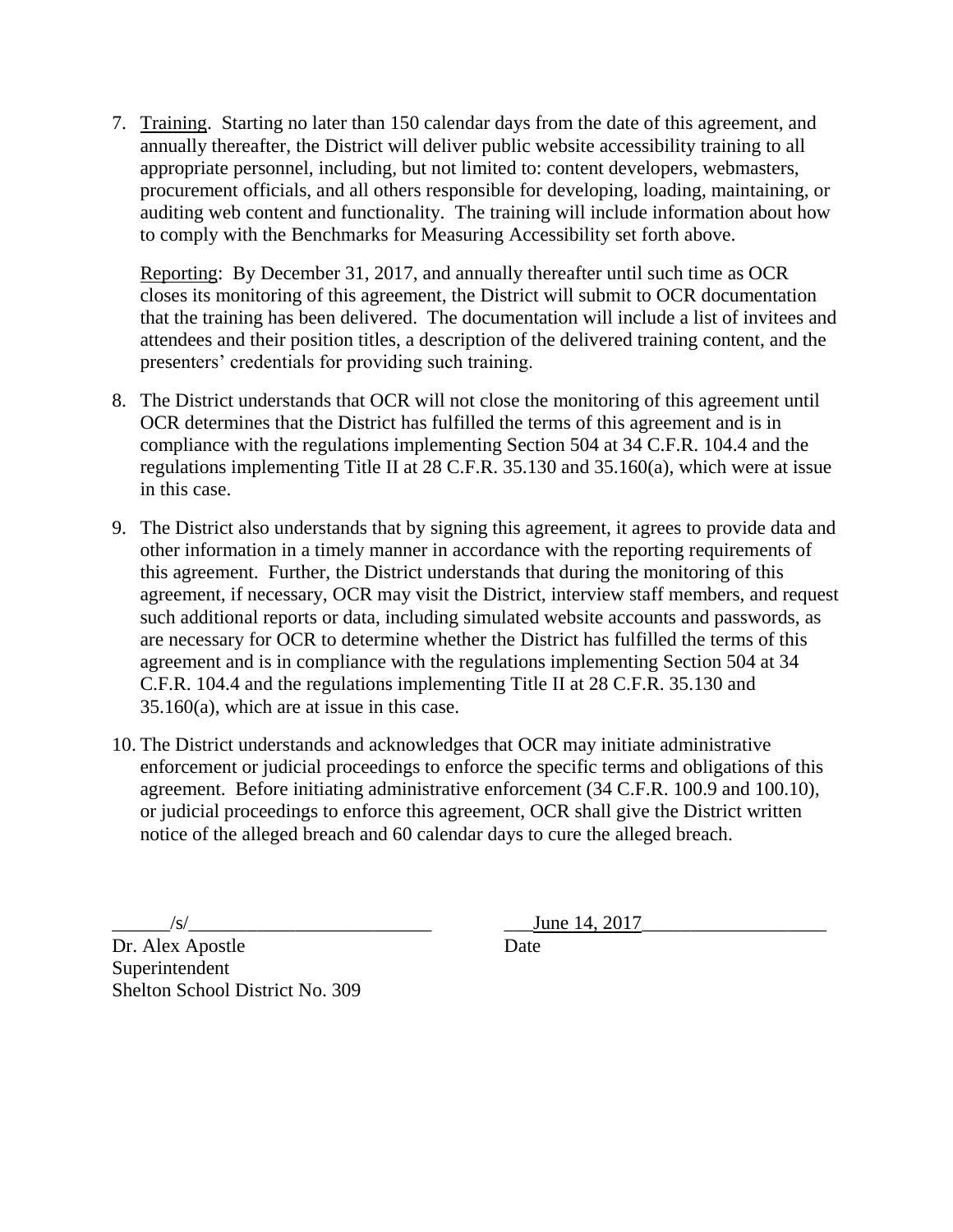7. Training. Starting no later than 150 calendar days from the date of this agreement, and annually thereafter, the District will deliver public website accessibility training to all appropriate personnel, including, but not limited to: content developers, webmasters, procurement officials, and all others responsible for developing, loading, maintaining, or auditing web content and functionality. The training will include information about how to comply with the Benchmarks for Measuring Accessibility set forth above.

   Reporting: By December 31, 2017, and annually thereafter until such time as OCR closes its monitoring of this agreement, the District will submit to OCR documentation that the training has been delivered. The documentation will include a list of invitees and attendees and their position titles, a description of the delivered training content, and the presenters' credentials for providing such training.

8. The District understands that OCR will not close the monitoring of this agreement until OCR determines that the District has fulfilled the terms of this agreement and is in compliance with the regulations implementing Section 504 at 34 C.F.R. 104.4 and the regulations implementing Title II at 28 C.F.R. 35.130 and 35.160(a), which were at issue in this case.

9. The District also understands that by signing this agreement, it agrees to provide data and other information in a timely manner in accordance with the reporting requirements of this agreement. Further, the District understands that during the monitoring of this agreement, if necessary, OCR may visit the District, interview staff members, and request such additional reports or data, including simulated website accounts and passwords, as are necessary for OCR to determine whether the District has fulfilled the terms of this agreement and is in compliance with the regulations implementing Section 504 at 34 C.F.R. 104.4 and the regulations implementing Title II at 28 C.F.R. 35.130 and 35.160(a), which are at issue in this case.

10. The District understands and acknowledges that OCR may initiate administrative enforcement or judicial proceedings to enforce the specific terms and obligations of this agreement. Before initiating administrative enforcement (34 C.F.R. 100.9 and 100.10), or judicial proceedings to enforce this agreement, OCR shall give the District written notice of the alleged breach and 60 calendar days to cure the alleged breach.

______/s/__________________________

Dr. Alex Apostle
Superintendent
Shelton School District No. 309

___June 14, 2017___________________

Date